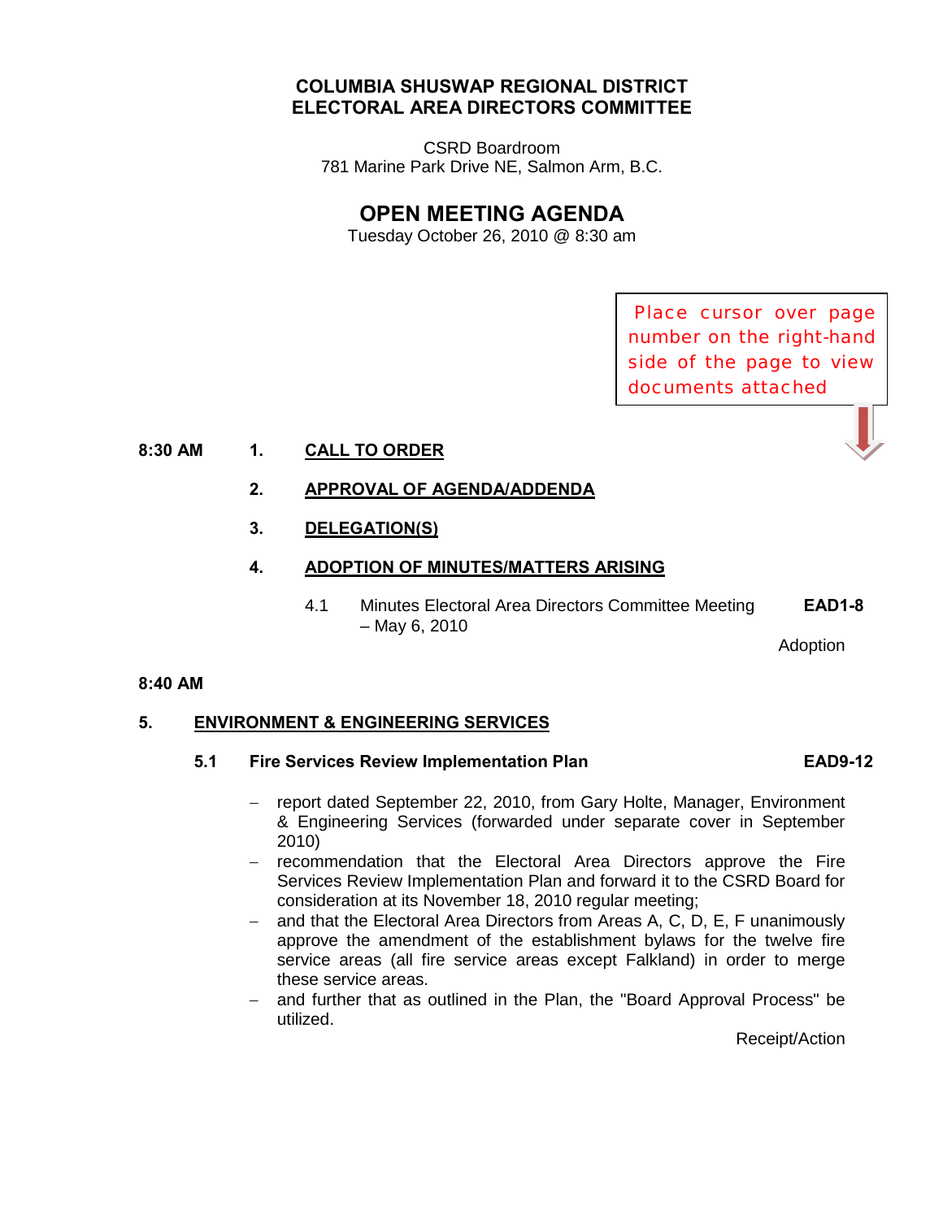# COLUMBIA SHUSWAP REGIONAL DISTRICT
# ELECTORAL AREA DIRECTORS COMMITTEE

CSRD Boardroom
781 Marine Park Drive NE, Salmon Arm, B.C.

## OPEN MEETING AGENDA

Tuesday October 26, 2010 @ 8:30 am

Place cursor over page number on the right-hand side of the page to view documents attached

**8:30 AM** **1. CALL TO ORDER**

**2. APPROVAL OF AGENDA/ADDENDA**

**3. DELEGATION(S)**

**4. ADOPTION OF MINUTES/MATTERS ARISING**

4.1 Minutes Electoral Area Directors Committee Meeting – May 6, 2010 **EAD1-8**

Adoption

**8:40 AM**

**5. ENVIRONMENT & ENGINEERING SERVICES**

**5.1 Fire Services Review Implementation Plan** **EAD9-12**

- report dated September 22, 2010, from Gary Holte, Manager, Environment & Engineering Services (forwarded under separate cover in September 2010)
- recommendation that the Electoral Area Directors approve the Fire Services Review Implementation Plan and forward it to the CSRD Board for consideration at its November 18, 2010 regular meeting;
- and that the Electoral Area Directors from Areas A, C, D, E, F unanimously approve the amendment of the establishment bylaws for the twelve fire service areas (all fire service areas except Falkland) in order to merge these service areas.
- and further that as outlined in the Plan, the "Board Approval Process" be utilized.

Receipt/Action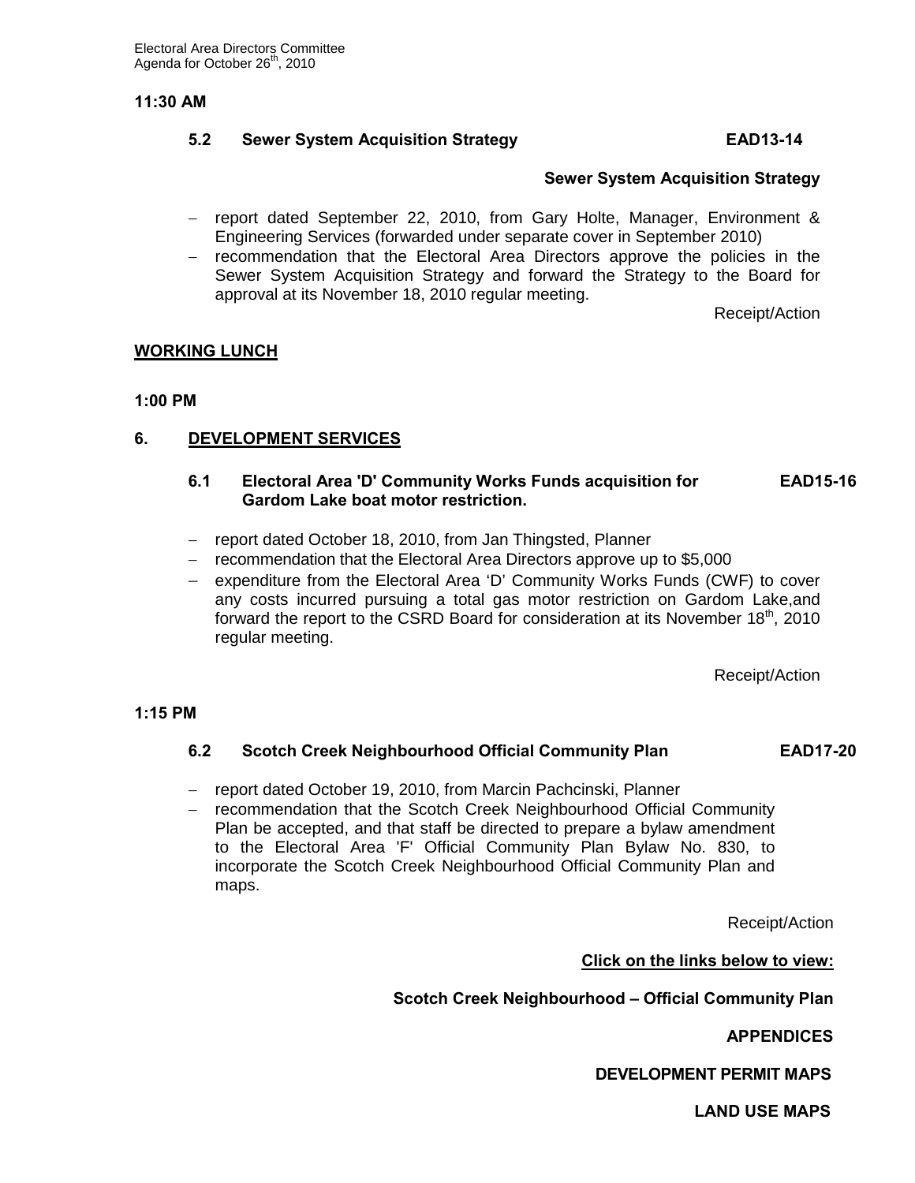**11:30 AM**

**5.2 Sewer System Acquisition Strategy EAD13-14**

**Sewer System Acquisition Strategy**

- report dated September 22, 2010, from Gary Holte, Manager, Environment & Engineering Services (forwarded under separate cover in September 2010)
- recommendation that the Electoral Area Directors approve the policies in the Sewer System Acquisition Strategy and forward the Strategy to the Board for approval at its November 18, 2010 regular meeting.

Receipt/Action

**WORKING LUNCH**

**1:00 PM**

## 6. DEVELOPMENT SERVICES

**6.1 Electoral Area 'D' Community Works Funds acquisition for Gardom Lake boat motor restriction. EAD15-16**

- report dated October 18, 2010, from Jan Thingsted, Planner
- recommendation that the Electoral Area Directors approve up to $5,000
- expenditure from the Electoral Area 'D' Community Works Funds (CWF) to cover any costs incurred pursuing a total gas motor restriction on Gardom Lake,and forward the report to the CSRD Board for consideration at its November 18th, 2010 regular meeting.

Receipt/Action

**1:15 PM**

**6.2 Scotch Creek Neighbourhood Official Community Plan EAD17-20**

- report dated October 19, 2010, from Marcin Pachcinski, Planner
- recommendation that the Scotch Creek Neighbourhood Official Community Plan be accepted, and that staff be directed to prepare a bylaw amendment to the Electoral Area 'F' Official Community Plan Bylaw No. 830, to incorporate the Scotch Creek Neighbourhood Official Community Plan and maps.

Receipt/Action

**Click on the links below to view:**

**Scotch Creek Neighbourhood – Official Community Plan**

**APPENDICES**

**DEVELOPMENT PERMIT MAPS**

**LAND USE MAPS**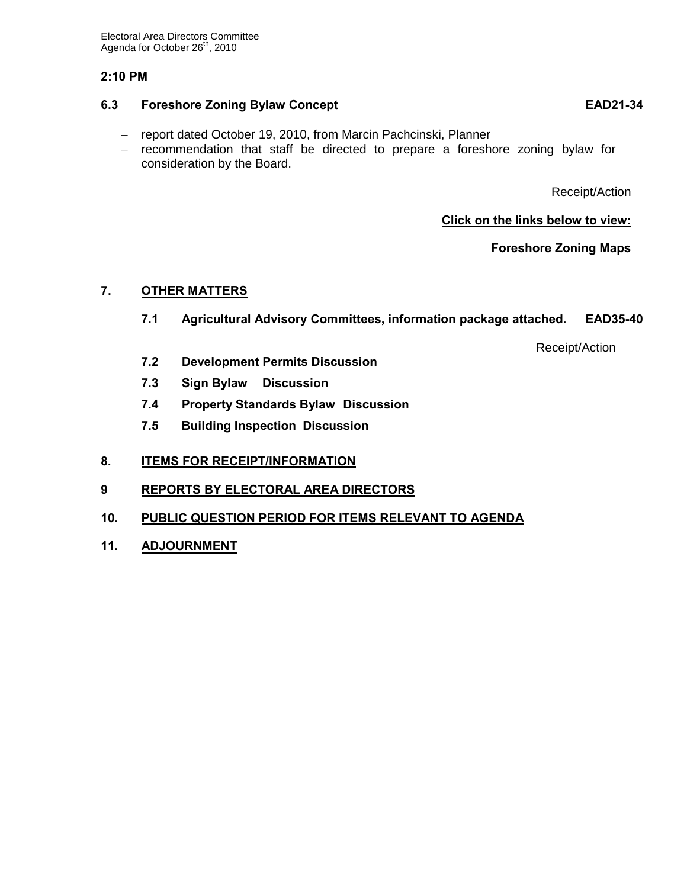**2:10 PM**

**6.3 Foreshore Zoning Bylaw Concept EAD21-34**

- report dated October 19, 2010, from Marcin Pachcinski, Planner
- recommendation that staff be directed to prepare a foreshore zoning bylaw for consideration by the Board.

Receipt/Action

**Click on the links below to view:**

**Foreshore Zoning Maps**

## 7. OTHER MATTERS

**7.1 Agricultural Advisory Committees, information package attached. EAD35-40**

Receipt/Action

**7.2 Development Permits Discussion**

**7.3 Sign Bylaw Discussion**

**7.4 Property Standards Bylaw Discussion**

**7.5 Building Inspection Discussion**

## 8. ITEMS FOR RECEIPT/INFORMATION

## 9 REPORTS BY ELECTORAL AREA DIRECTORS

## 10. PUBLIC QUESTION PERIOD FOR ITEMS RELEVANT TO AGENDA

## 11. ADJOURNMENT